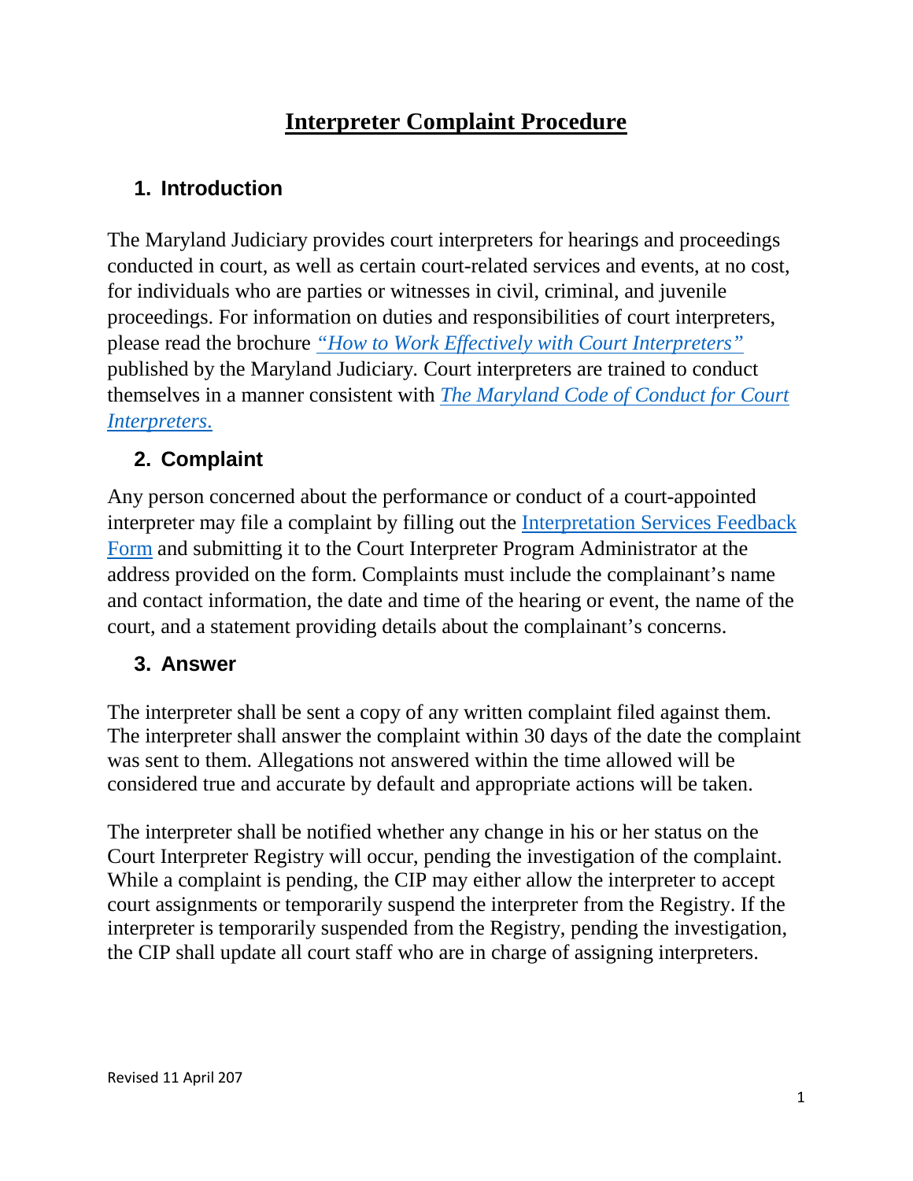# Interpreter Complaint Procedure

## 1. Introduction

The Maryland Judiciary provides court interpreters for hearings and proceedings conducted in court, as well as certain court-related services and events, at no cost, for individuals who are parties or witnesses in civil, criminal, and juvenile proceedings. For information on duties and responsibilities of court interpreters, please read the brochure *"How to Work Effectively with Court Interpreters"* published by the Maryland Judiciary. Court interpreters are trained to conduct themselves in a manner consistent with *The Maryland Code of Conduct for Court Interpreters.*

## 2. Complaint

Any person concerned about the performance or conduct of a court-appointed interpreter may file a complaint by filling out the Interpretation Services Feedback Form and submitting it to the Court Interpreter Program Administrator at the address provided on the form. Complaints must include the complainant's name and contact information, the date and time of the hearing or event, the name of the court, and a statement providing details about the complainant's concerns.

## 3. Answer

The interpreter shall be sent a copy of any written complaint filed against them. The interpreter shall answer the complaint within 30 days of the date the complaint was sent to them. Allegations not answered within the time allowed will be considered true and accurate by default and appropriate actions will be taken.

The interpreter shall be notified whether any change in his or her status on the Court Interpreter Registry will occur, pending the investigation of the complaint. While a complaint is pending, the CIP may either allow the interpreter to accept court assignments or temporarily suspend the interpreter from the Registry. If the interpreter is temporarily suspended from the Registry, pending the investigation, the CIP shall update all court staff who are in charge of assigning interpreters.

Revised 11 April 207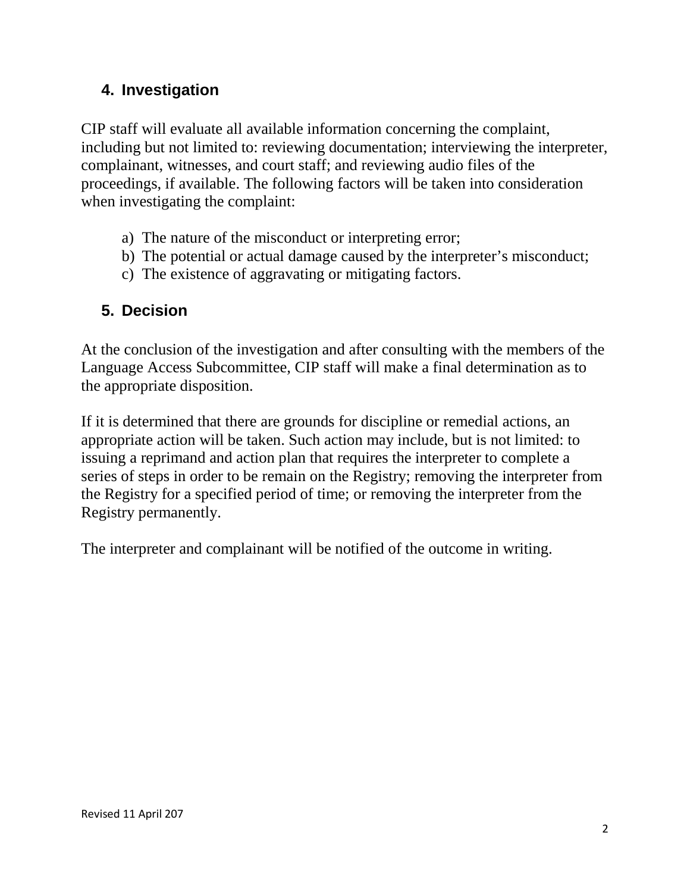## 4. Investigation

CIP staff will evaluate all available information concerning the complaint, including but not limited to: reviewing documentation; interviewing the interpreter, complainant, witnesses, and court staff; and reviewing audio files of the proceedings, if available. The following factors will be taken into consideration when investigating the complaint:

a) The nature of the misconduct or interpreting error;
b) The potential or actual damage caused by the interpreter's misconduct;
c) The existence of aggravating or mitigating factors.

## 5. Decision

At the conclusion of the investigation and after consulting with the members of the Language Access Subcommittee, CIP staff will make a final determination as to the appropriate disposition.

If it is determined that there are grounds for discipline or remedial actions, an appropriate action will be taken. Such action may include, but is not limited: to issuing a reprimand and action plan that requires the interpreter to complete a series of steps in order to be remain on the Registry; removing the interpreter from the Registry for a specified period of time; or removing the interpreter from the Registry permanently.

The interpreter and complainant will be notified of the outcome in writing.

Revised 11 April 207